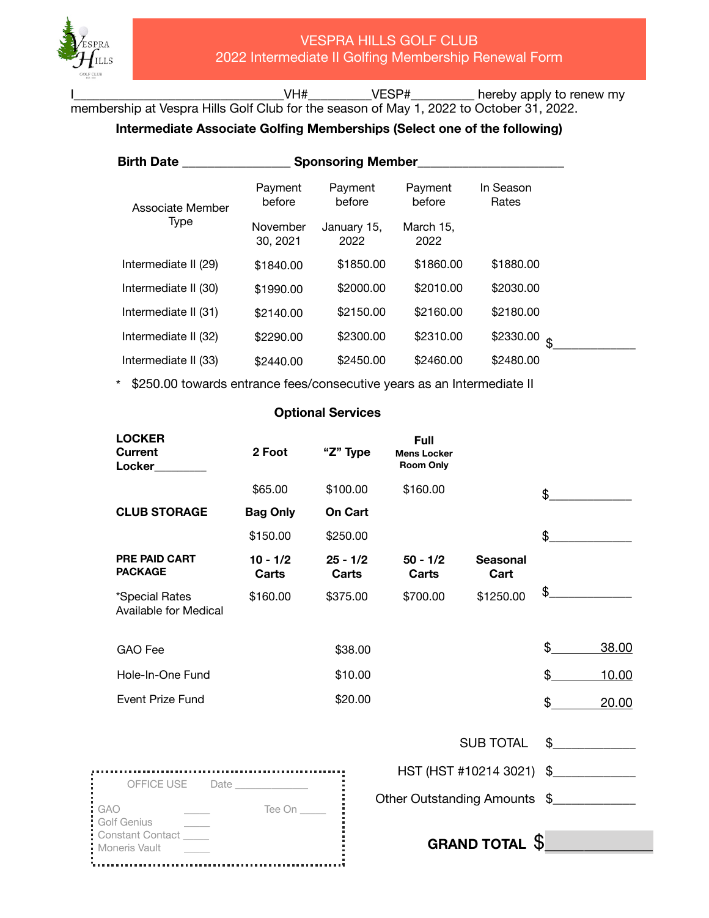# VESPRA HILLS GOLF CLUB
## 2022 Intermediate II Golfing Membership Renewal Form

I_______________________________VH#_________VESP#_________ hereby apply to renew my membership at Vespra Hills Golf Club for the season of May 1, 2022 to October 31, 2022.

**Intermediate Associate Golfing Memberships (Select one of the following)**

**Birth Date** ________________ **Sponsoring Member**______________________

| Associate Member Type | Payment before November 30, 2021 | Payment before January 15, 2022 | Payment before March 15, 2022 | In Season Rates | |
|---|---|---|---|---|---|
| Intermediate II (29) | $1840.00 | $1850.00 | $1860.00 | $1880.00 | |
| Intermediate II (30) | $1990.00 | $2000.00 | $2010.00 | $2030.00 | |
| Intermediate II (31) | $2140.00 | $2150.00 | $2160.00 | $2180.00 | |
| Intermediate II (32) | $2290.00 | $2300.00 | $2310.00 | $2330.00 | $____________ |
| Intermediate II (33) | $2440.00 | $2450.00 | $2460.00 | $2480.00 | |

\* $250.00 towards entrance fees/consecutive years as an Intermediate II

### Optional Services

| | | | | | |
|---|---|---|---|---|---|
| **LOCKER Current Locker**________ | **2 Foot** | **"Z" Type** | **Full Mens Locker Room Only** | | |
| | $65.00 | $100.00 | $160.00 | | $____________ |
| **CLUB STORAGE** | **Bag Only** | **On Cart** | | | |
| | $150.00 | $250.00 | | | $____________ |
| **PRE PAID CART PACKAGE** | **10 - 1/2 Carts** | **25 - 1/2 Carts** | **50 - 1/2 Carts** | **Seasonal Cart** | |
| *Special Rates Available for Medical | $160.00 | $375.00 | $700.00 | $1250.00 | $____________ |

| | | |
|---|---|---|
| GAO Fee | $38.00 | $ 38.00 |
| Hole-In-One Fund | $10.00 | $ 10.00 |
| Event Prize Fund | $20.00 | $ 20.00 |

SUB TOTAL $____________

HST (HST #10214 3021) $____________

Other Outstanding Amounts $____________

**GRAND TOTAL** $____________

OFFICE USE Date ____________

GAO _____
Golf Genius _____
Constant Contact _____
Moneris Vault _____

Tee On _____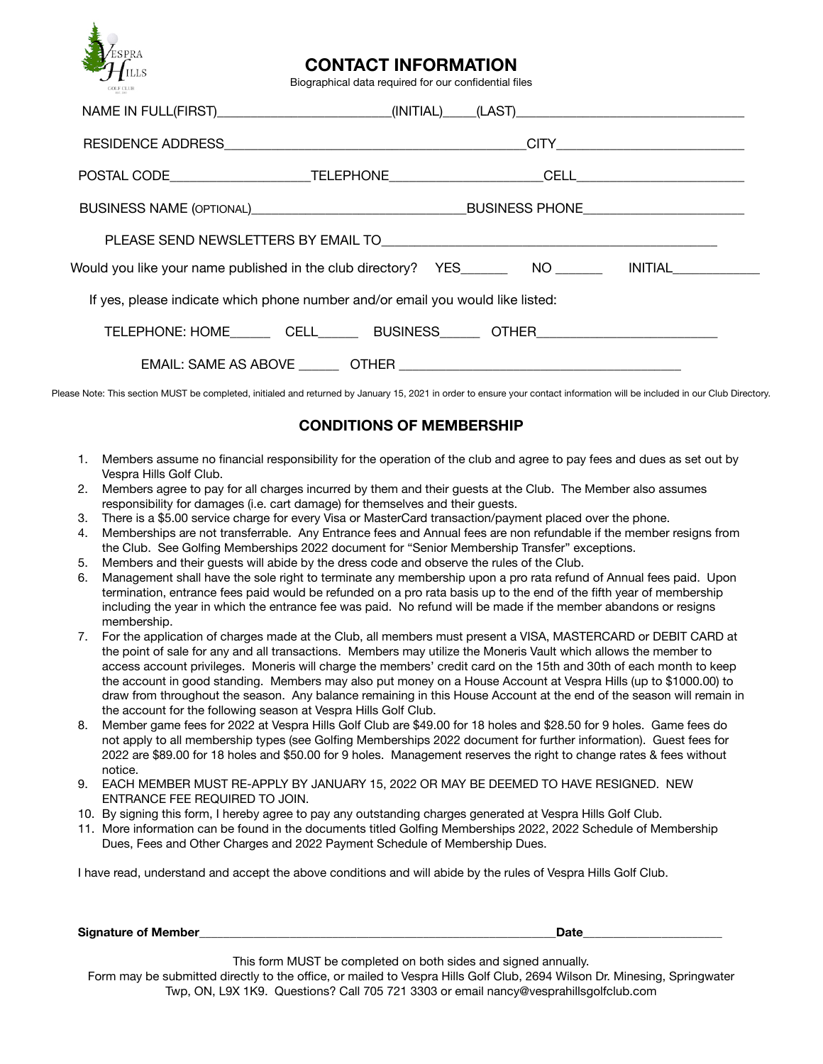# CONTACT INFORMATION

Biographical data required for our confidential files

NAME IN FULL(FIRST)_________________________(INITIAL)_____(LAST)_________________________________

RESIDENCE ADDRESS___________________________________________CITY___________________________

POSTAL CODE____________________TELEPHONE______________________CELL_________________________

BUSINESS NAME (OPTIONAL)______________________________BUSINESS PHONE_______________________

PLEASE SEND NEWSLETTERS BY EMAIL TO________________________________________________

Would you like your name published in the club directory? YES_______ NO _______ INITIAL____________

If yes, please indicate which phone number and/or email you would like listed:

TELEPHONE: HOME______ CELL______ BUSINESS______ OTHER_________________________

EMAIL: SAME AS ABOVE ______ OTHER _________________________________________

Please Note: This section MUST be completed, initialed and returned by January 15, 2021 in order to ensure your contact information will be included in our Club Directory.

## CONDITIONS OF MEMBERSHIP

1. Members assume no financial responsibility for the operation of the club and agree to pay fees and dues as set out by Vespra Hills Golf Club.
2. Members agree to pay for all charges incurred by them and their guests at the Club. The Member also assumes responsibility for damages (i.e. cart damage) for themselves and their guests.
3. There is a $5.00 service charge for every Visa or MasterCard transaction/payment placed over the phone.
4. Memberships are not transferrable. Any Entrance fees and Annual fees are non refundable if the member resigns from the Club. See Golfing Memberships 2022 document for "Senior Membership Transfer" exceptions.
5. Members and their guests will abide by the dress code and observe the rules of the Club.
6. Management shall have the sole right to terminate any membership upon a pro rata refund of Annual fees paid. Upon termination, entrance fees paid would be refunded on a pro rata basis up to the end of the fifth year of membership including the year in which the entrance fee was paid. No refund will be made if the member abandons or resigns membership.
7. For the application of charges made at the Club, all members must present a VISA, MASTERCARD or DEBIT CARD at the point of sale for any and all transactions. Members may utilize the Moneris Vault which allows the member to access account privileges. Moneris will charge the members' credit card on the 15th and 30th of each month to keep the account in good standing. Members may also put money on a House Account at Vespra Hills (up to $1000.00) to draw from throughout the season. Any balance remaining in this House Account at the end of the season will remain in the account for the following season at Vespra Hills Golf Club.
8. Member game fees for 2022 at Vespra Hills Golf Club are $49.00 for 18 holes and $28.50 for 9 holes. Game fees do not apply to all membership types (see Golfing Memberships 2022 document for further information). Guest fees for 2022 are $89.00 for 18 holes and $50.00 for 9 holes. Management reserves the right to change rates & fees without notice.
9. EACH MEMBER MUST RE-APPLY BY JANUARY 15, 2022 OR MAY BE DEEMED TO HAVE RESIGNED. NEW ENTRANCE FEE REQUIRED TO JOIN.
10. By signing this form, I hereby agree to pay any outstanding charges generated at Vespra Hills Golf Club.
11. More information can be found in the documents titled Golfing Memberships 2022, 2022 Schedule of Membership Dues, Fees and Other Charges and 2022 Payment Schedule of Membership Dues.

I have read, understand and accept the above conditions and will abide by the rules of Vespra Hills Golf Club.

**Signature of Member**__________________________________________________________**Date**______________________

This form MUST be completed on both sides and signed annually.

Form may be submitted directly to the office, or mailed to Vespra Hills Golf Club, 2694 Wilson Dr. Minesing, Springwater Twp, ON, L9X 1K9. Questions? Call 705 721 3303 or email nancy@vesprahillsgolfclub.com